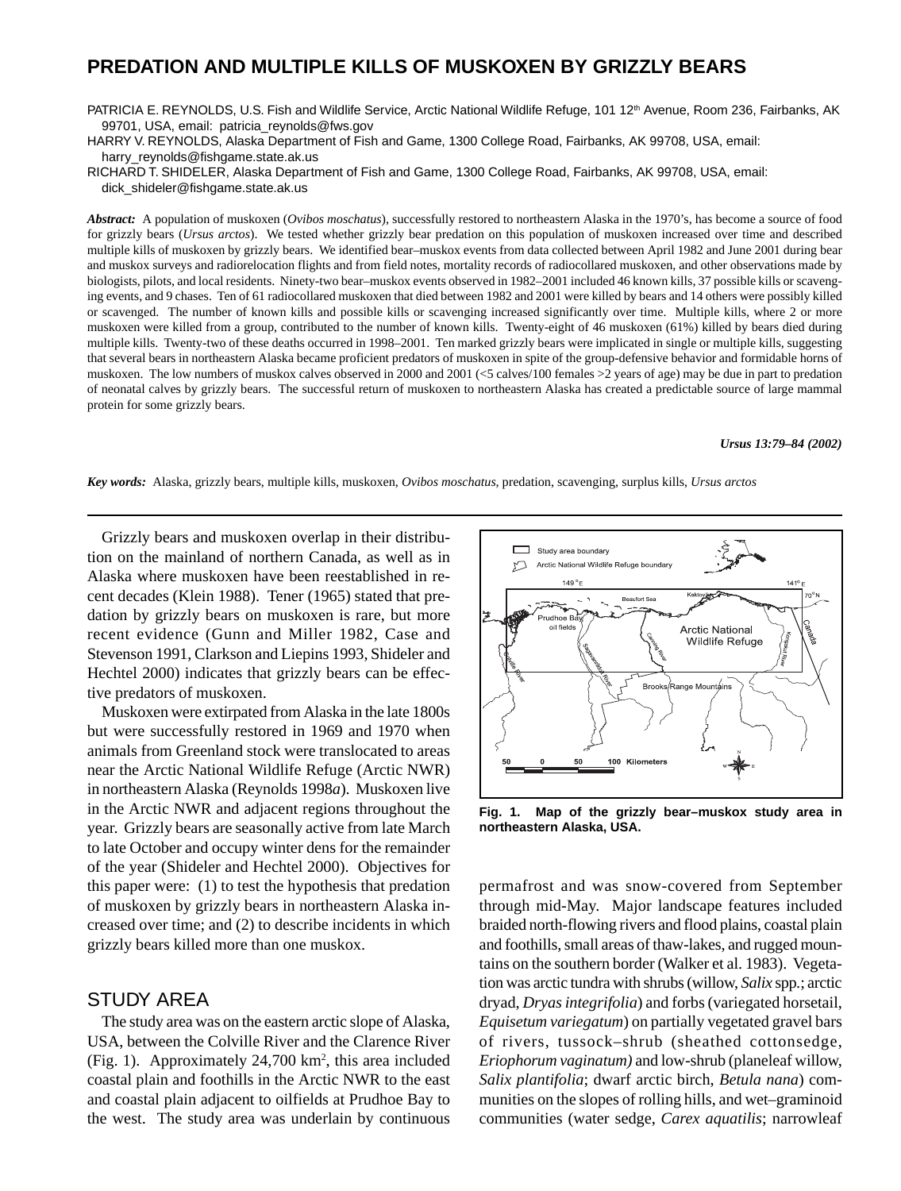# PREDATION AND MULTIPLE KILLS OF MUSKOXEN BY GRIZZLY BEARS

PATRICIA E. REYNOLDS, U.S. Fish and Wildlife Service, Arctic National Wildlife Refuge, 101 12th Avenue, Room 236, Fairbanks, AK 99701, USA, email: patricia_reynolds@fws.gov

HARRY V. REYNOLDS, Alaska Department of Fish and Game, 1300 College Road, Fairbanks, AK 99708, USA, email: harry_reynolds@fishgame.state.ak.us

RICHARD T. SHIDELER, Alaska Department of Fish and Game, 1300 College Road, Fairbanks, AK 99708, USA, email: dick_shideler@fishgame.state.ak.us

***Abstract:*** A population of muskoxen (*Ovibos moschatus*), successfully restored to northeastern Alaska in the 1970's, has become a source of food for grizzly bears (*Ursus arctos*). We tested whether grizzly bear predation on this population of muskoxen increased over time and described multiple kills of muskoxen by grizzly bears. We identified bear–muskox events from data collected between April 1982 and June 2001 during bear and muskox surveys and radiorelocation flights and from field notes, mortality records of radiocollared muskoxen, and other observations made by biologists, pilots, and local residents. Ninety-two bear–muskox events observed in 1982–2001 included 46 known kills, 37 possible kills or scavenging events, and 9 chases. Ten of 61 radiocollared muskoxen that died between 1982 and 2001 were killed by bears and 14 others were possibly killed or scavenged. The number of known kills and possible kills or scavenging increased significantly over time. Multiple kills, where 2 or more muskoxen were killed from a group, contributed to the number of known kills. Twenty-eight of 46 muskoxen (61%) killed by bears died during multiple kills. Twenty-two of these deaths occurred in 1998–2001. Ten marked grizzly bears were implicated in single or multiple kills, suggesting that several bears in northeastern Alaska became proficient predators of muskoxen in spite of the group-defensive behavior and formidable horns of muskoxen. The low numbers of muskox calves observed in 2000 and 2001 (<5 calves/100 females >2 years of age) may be due in part to predation of neonatal calves by grizzly bears. The successful return of muskoxen to northeastern Alaska has created a predictable source of large mammal protein for some grizzly bears.

***Ursus 13:79–84 (2002)***

***Key words:*** Alaska, grizzly bears, multiple kills, muskoxen, *Ovibos moschatus*, predation, scavenging, surplus kills, *Ursus arctos*

---

Grizzly bears and muskoxen overlap in their distribution on the mainland of northern Canada, as well as in Alaska where muskoxen have been reestablished in recent decades (Klein 1988). Tener (1965) stated that predation by grizzly bears on muskoxen is rare, but more recent evidence (Gunn and Miller 1982, Case and Stevenson 1991, Clarkson and Liepins 1993, Shideler and Hechtel 2000) indicates that grizzly bears can be effective predators of muskoxen.

Muskoxen were extirpated from Alaska in the late 1800s but were successfully restored in 1969 and 1970 when animals from Greenland stock were translocated to areas near the Arctic National Wildlife Refuge (Arctic NWR) in northeastern Alaska (Reynolds 1998*a*). Muskoxen live in the Arctic NWR and adjacent regions throughout the year. Grizzly bears are seasonally active from late March to late October and occupy winter dens for the remainder of the year (Shideler and Hechtel 2000). Objectives for this paper were: (1) to test the hypothesis that predation of muskoxen by grizzly bears in northeastern Alaska increased over time; and (2) to describe incidents in which grizzly bears killed more than one muskox.

## STUDY AREA

The study area was on the eastern arctic slope of Alaska, USA, between the Colville River and the Clarence River (Fig. 1). Approximately 24,700 km$^2$, this area included coastal plain and foothills in the Arctic NWR to the east and coastal plain adjacent to oilfields at Prudhoe Bay to the west. The study area was underlain by continuous permafrost and was snow-covered from September through mid-May. Major landscape features included braided north-flowing rivers and flood plains, coastal plain and foothills, small areas of thaw-lakes, and rugged mountains on the southern border (Walker et al. 1983). Vegetation was arctic tundra with shrubs (willow, *Salix* spp.; arctic dryad, *Dryas integrifolia*) and forbs (variegated horsetail, *Equisetum variegatum*) on partially vegetated gravel bars of rivers, tussock–shrub (sheathed cottonsedge, *Eriophorum vaginatum)* and low-shrub (planeleaf willow, *Salix plantifolia*; dwarf arctic birch, *Betula nana*) communities on the slopes of rolling hills, and wet–graminoid communities (water sedge, *Carex aquatilis*; narrowleaf

**Fig. 1. Map of the grizzly bear–muskox study area in northeastern Alaska, USA.**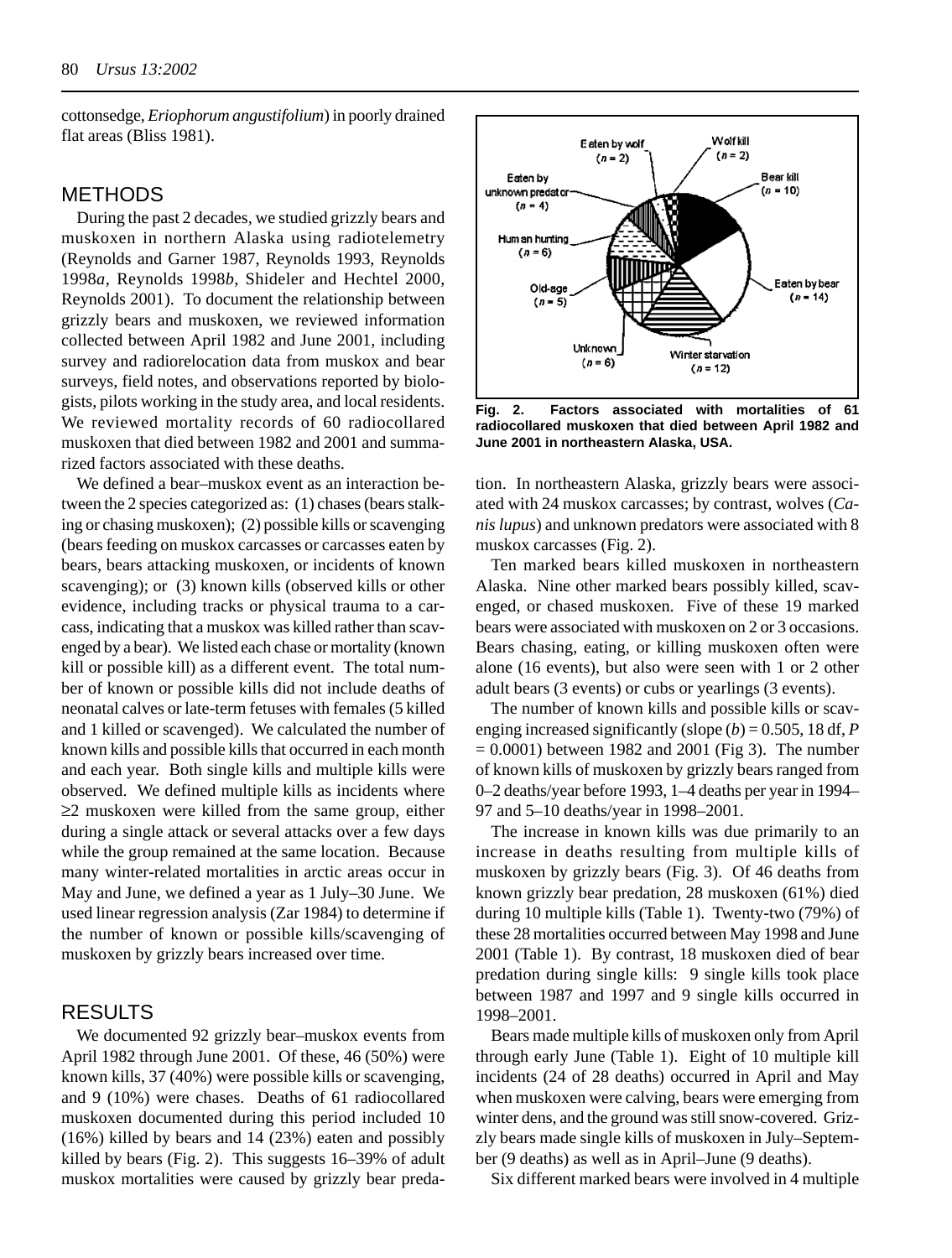cottonsedge, *Eriophorum angustifolium*) in poorly drained flat areas (Bliss 1981).

## METHODS

During the past 2 decades, we studied grizzly bears and muskoxen in northern Alaska using radiotelemetry (Reynolds and Garner 1987, Reynolds 1993, Reynolds 1998*a*, Reynolds 1998*b*, Shideler and Hechtel 2000, Reynolds 2001). To document the relationship between grizzly bears and muskoxen, we reviewed information collected between April 1982 and June 2001, including survey and radiorelocation data from muskox and bear surveys, field notes, and observations reported by biologists, pilots working in the study area, and local residents. We reviewed mortality records of 60 radiocollared muskoxen that died between 1982 and 2001 and summarized factors associated with these deaths.

We defined a bear–muskox event as an interaction between the 2 species categorized as: (1) chases (bears stalking or chasing muskoxen); (2) possible kills or scavenging (bears feeding on muskox carcasses or carcasses eaten by bears, bears attacking muskoxen, or incidents of known scavenging); or (3) known kills (observed kills or other evidence, including tracks or physical trauma to a carcass, indicating that a muskox was killed rather than scavenged by a bear). We listed each chase or mortality (known kill or possible kill) as a different event. The total number of known or possible kills did not include deaths of neonatal calves or late-term fetuses with females (5 killed and 1 killed or scavenged). We calculated the number of known kills and possible kills that occurred in each month and each year. Both single kills and multiple kills were observed. We defined multiple kills as incidents where $\geq$2 muskoxen were killed from the same group, either during a single attack or several attacks over a few days while the group remained at the same location. Because many winter-related mortalities in arctic areas occur in May and June, we defined a year as 1 July–30 June. We used linear regression analysis (Zar 1984) to determine if the number of known or possible kills/scavenging of muskoxen by grizzly bears increased over time.

## RESULTS

We documented 92 grizzly bear–muskox events from April 1982 through June 2001. Of these, 46 (50%) were known kills, 37 (40%) were possible kills or scavenging, and 9 (10%) were chases. Deaths of 61 radiocollared muskoxen documented during this period included 10 (16%) killed by bears and 14 (23%) eaten and possibly killed by bears (Fig. 2). This suggests 16–39% of adult muskox mortalities were caused by grizzly bear predation. In northeastern Alaska, grizzly bears were associated with 24 muskox carcasses; by contrast, wolves (*Canis lupus*) and unknown predators were associated with 8 muskox carcasses (Fig. 2).

**Fig. 2. Factors associated with mortalities of 61 radiocollared muskoxen that died between April 1982 and June 2001 in northeastern Alaska, USA.**

Ten marked bears killed muskoxen in northeastern Alaska. Nine other marked bears possibly killed, scavenged, or chased muskoxen. Five of these 19 marked bears were associated with muskoxen on 2 or 3 occasions. Bears chasing, eating, or killing muskoxen often were alone (16 events), but also were seen with 1 or 2 other adult bears (3 events) or cubs or yearlings (3 events).

The number of known kills and possible kills or scavenging increased significantly (slope ($b$) = 0.505, 18 df, $P$ = 0.0001) between 1982 and 2001 (Fig 3). The number of known kills of muskoxen by grizzly bears ranged from 0–2 deaths/year before 1993, 1–4 deaths per year in 1994–97 and 5–10 deaths/year in 1998–2001.

The increase in known kills was due primarily to an increase in deaths resulting from multiple kills of muskoxen by grizzly bears (Fig. 3). Of 46 deaths from known grizzly bear predation, 28 muskoxen (61%) died during 10 multiple kills (Table 1). Twenty-two (79%) of these 28 mortalities occurred between May 1998 and June 2001 (Table 1). By contrast, 18 muskoxen died of bear predation during single kills: 9 single kills took place between 1987 and 1997 and 9 single kills occurred in 1998–2001.

Bears made multiple kills of muskoxen only from April through early June (Table 1). Eight of 10 multiple kill incidents (24 of 28 deaths) occurred in April and May when muskoxen were calving, bears were emerging from winter dens, and the ground was still snow-covered. Grizzly bears made single kills of muskoxen in July–September (9 deaths) as well as in April–June (9 deaths).

Six different marked bears were involved in 4 multiple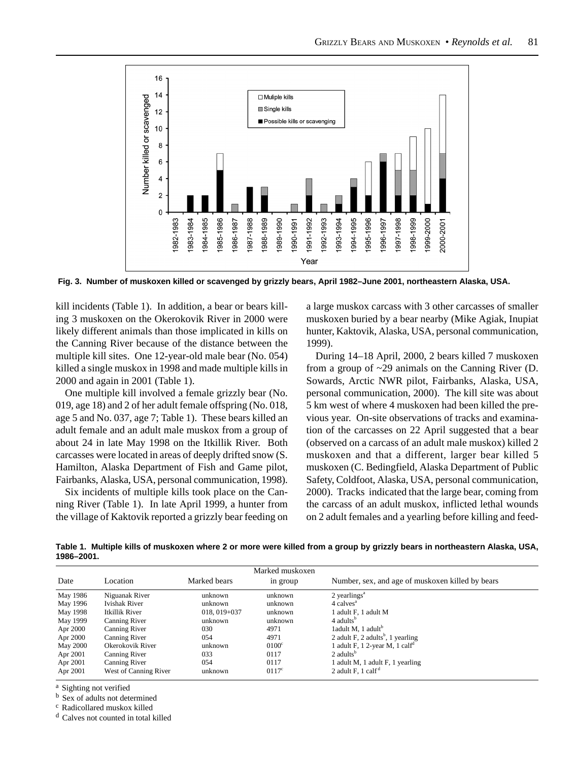Fig. 3. Number of muskoxen killed or scavenged by grizzly bears, April 1982–June 2001, northeastern Alaska, USA.

kill incidents (Table 1). In addition, a bear or bears killing 3 muskoxen on the Okerokovik River in 2000 were likely different animals than those implicated in kills on the Canning River because of the distance between the multiple kill sites. One 12-year-old male bear (No. 054) killed a single muskox in 1998 and made multiple kills in 2000 and again in 2001 (Table 1).

One multiple kill involved a female grizzly bear (No. 019, age 18) and 2 of her adult female offspring (No. 018, age 5 and No. 037, age 7; Table 1). These bears killed an adult female and an adult male muskox from a group of about 24 in late May 1998 on the Itkillik River. Both carcasses were located in areas of deeply drifted snow (S. Hamilton, Alaska Department of Fish and Game pilot, Fairbanks, Alaska, USA, personal communication, 1998).

Six incidents of multiple kills took place on the Canning River (Table 1). In late April 1999, a hunter from the village of Kaktovik reported a grizzly bear feeding on a large muskox carcass with 3 other carcasses of smaller muskoxen buried by a bear nearby (Mike Agiak, Inupiat hunter, Kaktovik, Alaska, USA, personal communication, 1999).

During 14–18 April, 2000, 2 bears killed 7 muskoxen from a group of ~29 animals on the Canning River (D. Sowards, Arctic NWR pilot, Fairbanks, Alaska, USA, personal communication, 2000). The kill site was about 5 km west of where 4 muskoxen had been killed the previous year. On-site observations of tracks and examination of the carcasses on 22 April suggested that a bear (observed on a carcass of an adult male muskox) killed 2 muskoxen and that a different, larger bear killed 5 muskoxen (C. Bedingfield, Alaska Department of Public Safety, Coldfoot, Alaska, USA, personal communication, 2000). Tracks indicated that the large bear, coming from the carcass of an adult muskox, inflicted lethal wounds on 2 adult females and a yearling before killing and feed-

**Table 1. Multiple kills of muskoxen where 2 or more were killed from a group by grizzly bears in northeastern Alaska, USA, 1986–2001.**

| Date | Location | Marked bears | Marked muskoxen in group | Number, sex, and age of muskoxen killed by bears |
|---|---|---|---|---|
| May 1986 | Niguanak River | unknown | unknown | 2 yearlings[a] |
| May 1996 | Ivishak River | unknown | unknown | 4 calves[a] |
| May 1998 | Itkillik River | 018, 019+037 | unknown | 1 adult F, 1 adult M |
| May 1999 | Canning River | unknown | unknown | 4 adults[b] |
| Apr 2000 | Canning River | 030 | 4971 | 1adult M, 1 adult[b] |
| Apr 2000 | Canning River | 054 | 4971 | 2 adult F, 2 adults[b], 1 yearling |
| May 2000 | Okerokovik River | unknown | 0100[c] | 1 adult F, 1 2-year M, 1 calf[d] |
| Apr 2001 | Canning River | 033 | 0117 | 2 adults[b] |
| Apr 2001 | Canning River | 054 | 0117 | 1 adult M, 1 adult F, 1 yearling |
| Apr 2001 | West of Canning River | unknown | 0117[c] | 2 adult F, 1 calf[d] |

[a] Sighting not verified
[b] Sex of adults not determined
[c] Radicollared muskox killed
[d] Calves not counted in total killed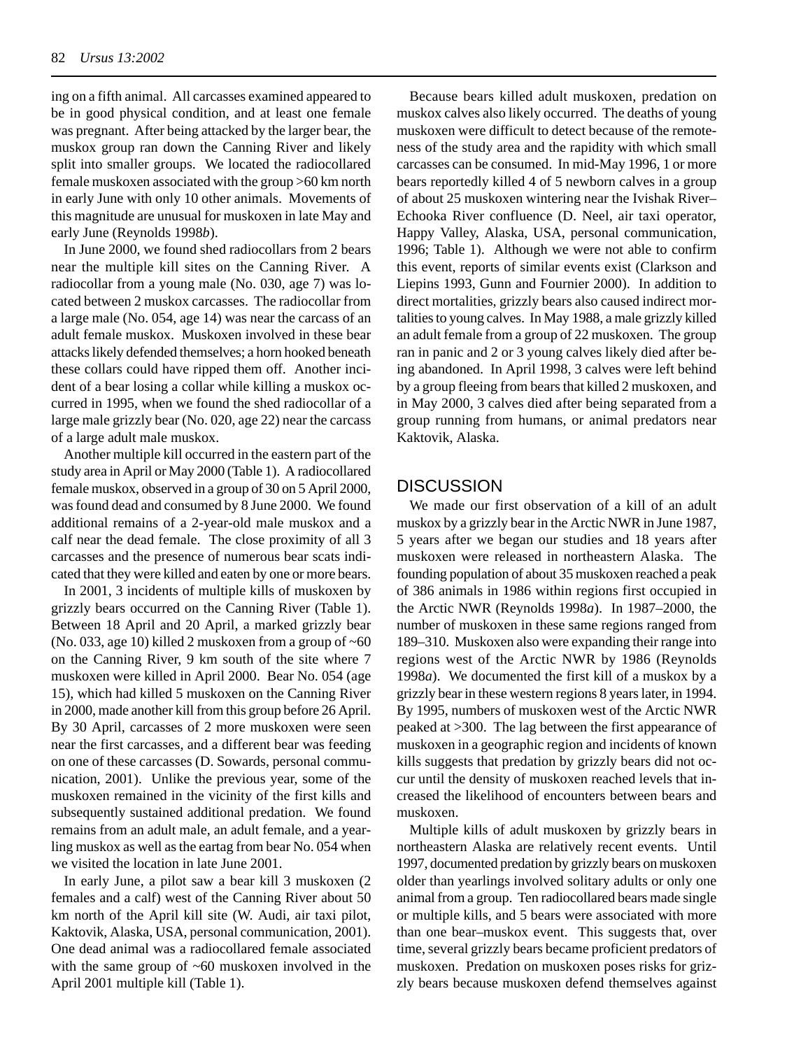ing on a fifth animal. All carcasses examined appeared to be in good physical condition, and at least one female was pregnant. After being attacked by the larger bear, the muskox group ran down the Canning River and likely split into smaller groups. We located the radiocollared female muskoxen associated with the group >60 km north in early June with only 10 other animals. Movements of this magnitude are unusual for muskoxen in late May and early June (Reynolds 1998*b*).

In June 2000, we found shed radiocollars from 2 bears near the multiple kill sites on the Canning River. A radiocollar from a young male (No. 030, age 7) was located between 2 muskox carcasses. The radiocollar from a large male (No. 054, age 14) was near the carcass of an adult female muskox. Muskoxen involved in these bear attacks likely defended themselves; a horn hooked beneath these collars could have ripped them off. Another incident of a bear losing a collar while killing a muskox occurred in 1995, when we found the shed radiocollar of a large male grizzly bear (No. 020, age 22) near the carcass of a large adult male muskox.

Another multiple kill occurred in the eastern part of the study area in April or May 2000 (Table 1). A radiocollared female muskox, observed in a group of 30 on 5 April 2000, was found dead and consumed by 8 June 2000. We found additional remains of a 2-year-old male muskox and a calf near the dead female. The close proximity of all 3 carcasses and the presence of numerous bear scats indicated that they were killed and eaten by one or more bears.

In 2001, 3 incidents of multiple kills of muskoxen by grizzly bears occurred on the Canning River (Table 1). Between 18 April and 20 April, a marked grizzly bear (No. 033, age 10) killed 2 muskoxen from a group of ~60 on the Canning River, 9 km south of the site where 7 muskoxen were killed in April 2000. Bear No. 054 (age 15), which had killed 5 muskoxen on the Canning River in 2000, made another kill from this group before 26 April. By 30 April, carcasses of 2 more muskoxen were seen near the first carcasses, and a different bear was feeding on one of these carcasses (D. Sowards, personal communication, 2001). Unlike the previous year, some of the muskoxen remained in the vicinity of the first kills and subsequently sustained additional predation. We found remains from an adult male, an adult female, and a yearling muskox as well as the eartag from bear No. 054 when we visited the location in late June 2001.

In early June, a pilot saw a bear kill 3 muskoxen (2 females and a calf) west of the Canning River about 50 km north of the April kill site (W. Audi, air taxi pilot, Kaktovik, Alaska, USA, personal communication, 2001). One dead animal was a radiocollared female associated with the same group of ~60 muskoxen involved in the April 2001 multiple kill (Table 1).

Because bears killed adult muskoxen, predation on muskox calves also likely occurred. The deaths of young muskoxen were difficult to detect because of the remoteness of the study area and the rapidity with which small carcasses can be consumed. In mid-May 1996, 1 or more bears reportedly killed 4 of 5 newborn calves in a group of about 25 muskoxen wintering near the Ivishak River–Echooka River confluence (D. Neel, air taxi operator, Happy Valley, Alaska, USA, personal communication, 1996; Table 1). Although we were not able to confirm this event, reports of similar events exist (Clarkson and Liepins 1993, Gunn and Fournier 2000). In addition to direct mortalities, grizzly bears also caused indirect mortalities to young calves. In May 1988, a male grizzly killed an adult female from a group of 22 muskoxen. The group ran in panic and 2 or 3 young calves likely died after being abandoned. In April 1998, 3 calves were left behind by a group fleeing from bears that killed 2 muskoxen, and in May 2000, 3 calves died after being separated from a group running from humans, or animal predators near Kaktovik, Alaska.

## DISCUSSION

We made our first observation of a kill of an adult muskox by a grizzly bear in the Arctic NWR in June 1987, 5 years after we began our studies and 18 years after muskoxen were released in northeastern Alaska. The founding population of about 35 muskoxen reached a peak of 386 animals in 1986 within regions first occupied in the Arctic NWR (Reynolds 1998*a*). In 1987–2000, the number of muskoxen in these same regions ranged from 189–310. Muskoxen also were expanding their range into regions west of the Arctic NWR by 1986 (Reynolds 1998*a*). We documented the first kill of a muskox by a grizzly bear in these western regions 8 years later, in 1994. By 1995, numbers of muskoxen west of the Arctic NWR peaked at >300. The lag between the first appearance of muskoxen in a geographic region and incidents of known kills suggests that predation by grizzly bears did not occur until the density of muskoxen reached levels that increased the likelihood of encounters between bears and muskoxen.

Multiple kills of adult muskoxen by grizzly bears in northeastern Alaska are relatively recent events. Until 1997, documented predation by grizzly bears on muskoxen older than yearlings involved solitary adults or only one animal from a group. Ten radiocollared bears made single or multiple kills, and 5 bears were associated with more than one bear–muskox event. This suggests that, over time, several grizzly bears became proficient predators of muskoxen. Predation on muskoxen poses risks for grizzly bears because muskoxen defend themselves against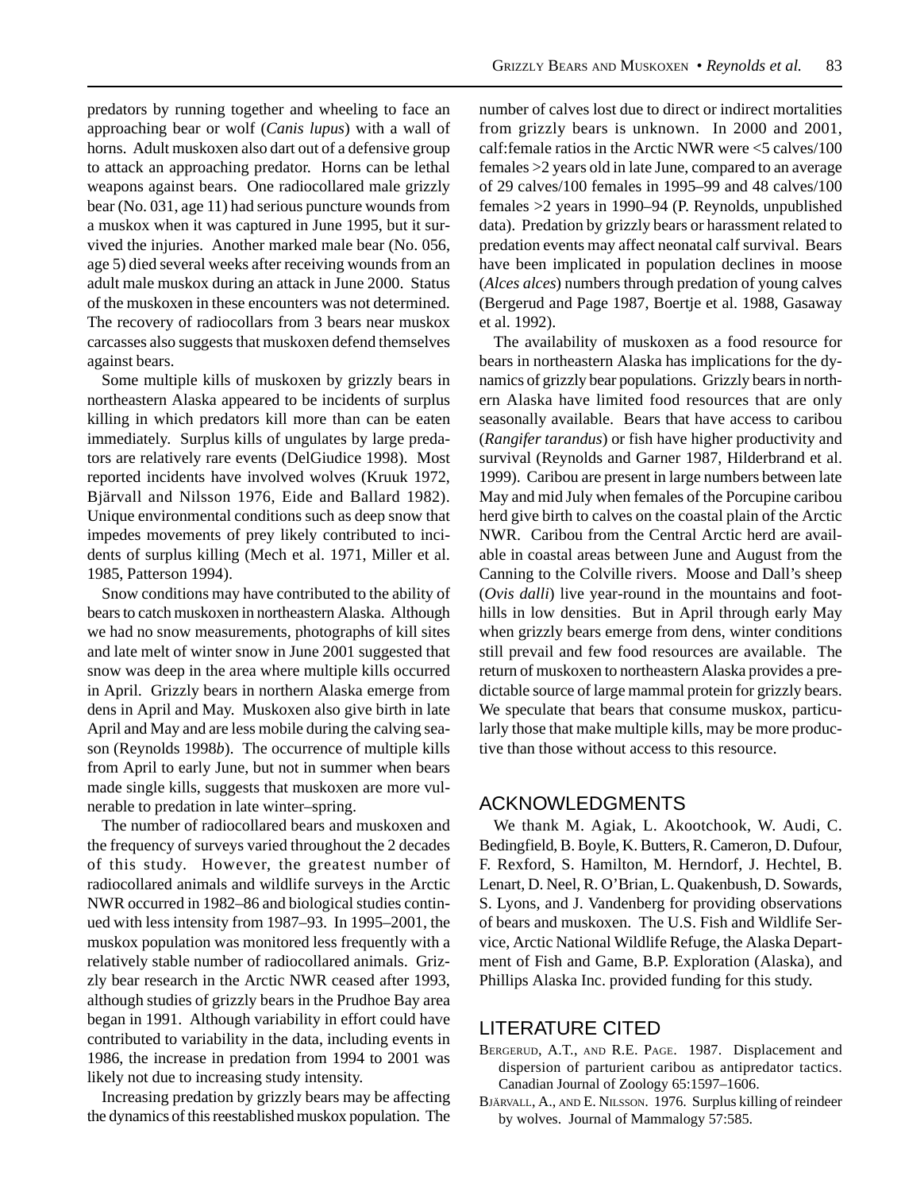predators by running together and wheeling to face an approaching bear or wolf (*Canis lupus*) with a wall of horns. Adult muskoxen also dart out of a defensive group to attack an approaching predator. Horns can be lethal weapons against bears. One radiocollared male grizzly bear (No. 031, age 11) had serious puncture wounds from a muskox when it was captured in June 1995, but it survived the injuries. Another marked male bear (No. 056, age 5) died several weeks after receiving wounds from an adult male muskox during an attack in June 2000. Status of the muskoxen in these encounters was not determined. The recovery of radiocollars from 3 bears near muskox carcasses also suggests that muskoxen defend themselves against bears.

Some multiple kills of muskoxen by grizzly bears in northeastern Alaska appeared to be incidents of surplus killing in which predators kill more than can be eaten immediately. Surplus kills of ungulates by large predators are relatively rare events (DelGiudice 1998). Most reported incidents have involved wolves (Kruuk 1972, Bjärvall and Nilsson 1976, Eide and Ballard 1982). Unique environmental conditions such as deep snow that impedes movements of prey likely contributed to incidents of surplus killing (Mech et al. 1971, Miller et al. 1985, Patterson 1994).

Snow conditions may have contributed to the ability of bears to catch muskoxen in northeastern Alaska. Although we had no snow measurements, photographs of kill sites and late melt of winter snow in June 2001 suggested that snow was deep in the area where multiple kills occurred in April. Grizzly bears in northern Alaska emerge from dens in April and May. Muskoxen also give birth in late April and May and are less mobile during the calving season (Reynolds 1998*b*). The occurrence of multiple kills from April to early June, but not in summer when bears made single kills, suggests that muskoxen are more vulnerable to predation in late winter–spring.

The number of radiocollared bears and muskoxen and the frequency of surveys varied throughout the 2 decades of this study. However, the greatest number of radiocollared animals and wildlife surveys in the Arctic NWR occurred in 1982–86 and biological studies continued with less intensity from 1987–93. In 1995–2001, the muskox population was monitored less frequently with a relatively stable number of radiocollared animals. Grizzly bear research in the Arctic NWR ceased after 1993, although studies of grizzly bears in the Prudhoe Bay area began in 1991. Although variability in effort could have contributed to variability in the data, including events in 1986, the increase in predation from 1994 to 2001 was likely not due to increasing study intensity.

Increasing predation by grizzly bears may be affecting the dynamics of this reestablished muskox population. The number of calves lost due to direct or indirect mortalities from grizzly bears is unknown. In 2000 and 2001, calf:female ratios in the Arctic NWR were <5 calves/100 females >2 years old in late June, compared to an average of 29 calves/100 females in 1995–99 and 48 calves/100 females >2 years in 1990–94 (P. Reynolds, unpublished data). Predation by grizzly bears or harassment related to predation events may affect neonatal calf survival. Bears have been implicated in population declines in moose (*Alces alces*) numbers through predation of young calves (Bergerud and Page 1987, Boertje et al. 1988, Gasaway et al. 1992).

The availability of muskoxen as a food resource for bears in northeastern Alaska has implications for the dynamics of grizzly bear populations. Grizzly bears in northern Alaska have limited food resources that are only seasonally available. Bears that have access to caribou (*Rangifer tarandus*) or fish have higher productivity and survival (Reynolds and Garner 1987, Hilderbrand et al. 1999). Caribou are present in large numbers between late May and mid July when females of the Porcupine caribou herd give birth to calves on the coastal plain of the Arctic NWR. Caribou from the Central Arctic herd are available in coastal areas between June and August from the Canning to the Colville rivers. Moose and Dall's sheep (*Ovis dalli*) live year-round in the mountains and foothills in low densities. But in April through early May when grizzly bears emerge from dens, winter conditions still prevail and few food resources are available. The return of muskoxen to northeastern Alaska provides a predictable source of large mammal protein for grizzly bears. We speculate that bears that consume muskox, particularly those that make multiple kills, may be more productive than those without access to this resource.

## ACKNOWLEDGMENTS

We thank M. Agiak, L. Akootchook, W. Audi, C. Bedingfield, B. Boyle, K. Butters, R. Cameron, D. Dufour, F. Rexford, S. Hamilton, M. Herndorf, J. Hechtel, B. Lenart, D. Neel, R. O'Brian, L. Quakenbush, D. Sowards, S. Lyons, and J. Vandenberg for providing observations of bears and muskoxen. The U.S. Fish and Wildlife Service, Arctic National Wildlife Refuge, the Alaska Department of Fish and Game, B.P. Exploration (Alaska), and Phillips Alaska Inc. provided funding for this study.

## LITERATURE CITED

BERGERUD, A.T., AND R.E. PAGE. 1987. Displacement and dispersion of parturient caribou as antipredator tactics. Canadian Journal of Zoology 65:1597–1606.

BJÄRVALL, A., AND E. NILSSON. 1976. Surplus killing of reindeer by wolves. Journal of Mammalogy 57:585.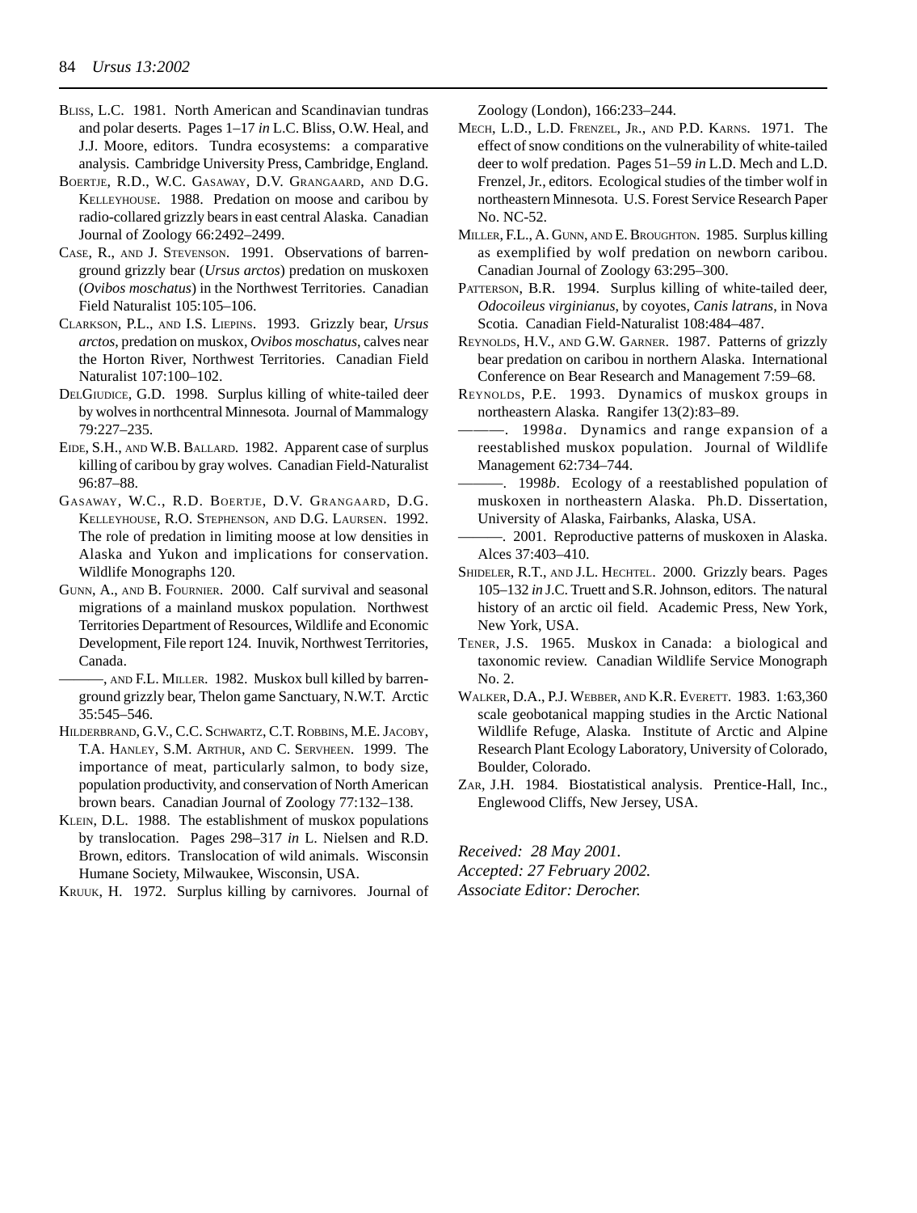Bliss, L.C. 1981. North American and Scandinavian tundras and polar deserts. Pages 1–17 *in* L.C. Bliss, O.W. Heal, and J.J. Moore, editors. Tundra ecosystems: a comparative analysis. Cambridge University Press, Cambridge, England.

Boertje, R.D., W.C. Gasaway, D.V. Grangaard, and D.G. Kelleyhouse. 1988. Predation on moose and caribou by radio-collared grizzly bears in east central Alaska. Canadian Journal of Zoology 66:2492–2499.

Case, R., and J. Stevenson. 1991. Observations of barren-ground grizzly bear (*Ursus arctos*) predation on muskoxen (*Ovibos moschatus*) in the Northwest Territories. Canadian Field Naturalist 105:105–106.

Clarkson, P.L., and I.S. Liepins. 1993. Grizzly bear, *Ursus arctos*, predation on muskox, *Ovibos moschatus*, calves near the Horton River, Northwest Territories. Canadian Field Naturalist 107:100–102.

DelGiudice, G.D. 1998. Surplus killing of white-tailed deer by wolves in northcentral Minnesota. Journal of Mammalogy 79:227–235.

Eide, S.H., and W.B. Ballard. 1982. Apparent case of surplus killing of caribou by gray wolves. Canadian Field-Naturalist 96:87–88.

Gasaway, W.C., R.D. Boertje, D.V. Grangaard, D.G. Kelleyhouse, R.O. Stephenson, and D.G. Laursen. 1992. The role of predation in limiting moose at low densities in Alaska and Yukon and implications for conservation. Wildlife Monographs 120.

Gunn, A., and B. Fournier. 2000. Calf survival and seasonal migrations of a mainland muskox population. Northwest Territories Department of Resources, Wildlife and Economic Development, File report 124. Inuvik, Northwest Territories, Canada.

———, and F.L. Miller. 1982. Muskox bull killed by barren-ground grizzly bear, Thelon game Sanctuary, N.W.T. Arctic 35:545–546.

Hilderbrand, G.V., C.C. Schwartz, C.T. Robbins, M.E. Jacoby, T.A. Hanley, S.M. Arthur, and C. Servheen. 1999. The importance of meat, particularly salmon, to body size, population productivity, and conservation of North American brown bears. Canadian Journal of Zoology 77:132–138.

Klein, D.L. 1988. The establishment of muskox populations by translocation. Pages 298–317 *in* L. Nielsen and R.D. Brown, editors. Translocation of wild animals. Wisconsin Humane Society, Milwaukee, Wisconsin, USA.

Kruuk, H. 1972. Surplus killing by carnivores. Journal of Zoology (London), 166:233–244.

Mech, L.D., L.D. Frenzel, Jr., and P.D. Karns. 1971. The effect of snow conditions on the vulnerability of white-tailed deer to wolf predation. Pages 51–59 *in* L.D. Mech and L.D. Frenzel, Jr., editors. Ecological studies of the timber wolf in northeastern Minnesota. U.S. Forest Service Research Paper No. NC-52.

Miller, F.L., A. Gunn, and E. Broughton. 1985. Surplus killing as exemplified by wolf predation on newborn caribou. Canadian Journal of Zoology 63:295–300.

Patterson, B.R. 1994. Surplus killing of white-tailed deer, *Odocoileus virginianus*, by coyotes, *Canis latrans*, in Nova Scotia. Canadian Field-Naturalist 108:484–487.

Reynolds, H.V., and G.W. Garner. 1987. Patterns of grizzly bear predation on caribou in northern Alaska. International Conference on Bear Research and Management 7:59–68.

Reynolds, P.E. 1993. Dynamics of muskox groups in northeastern Alaska. Rangifer 13(2):83–89.

———. 1998*a*. Dynamics and range expansion of a reestablished muskox population. Journal of Wildlife Management 62:734–744.

———. 1998*b*. Ecology of a reestablished population of muskoxen in northeastern Alaska. Ph.D. Dissertation, University of Alaska, Fairbanks, Alaska, USA.

———. 2001. Reproductive patterns of muskoxen in Alaska. Alces 37:403–410.

Shideler, R.T., and J.L. Hechtel. 2000. Grizzly bears. Pages 105–132 *in* J.C. Truett and S.R. Johnson, editors. The natural history of an arctic oil field. Academic Press, New York, New York, USA.

Tener, J.S. 1965. Muskox in Canada: a biological and taxonomic review. Canadian Wildlife Service Monograph No. 2.

Walker, D.A., P.J. Webber, and K.R. Everett. 1983. 1:63,360 scale geobotanical mapping studies in the Arctic National Wildlife Refuge, Alaska. Institute of Arctic and Alpine Research Plant Ecology Laboratory, University of Colorado, Boulder, Colorado.

Zar, J.H. 1984. Biostatistical analysis. Prentice-Hall, Inc., Englewood Cliffs, New Jersey, USA.

*Received: 28 May 2001.*
*Accepted: 27 February 2002.*
*Associate Editor: Derocher.*